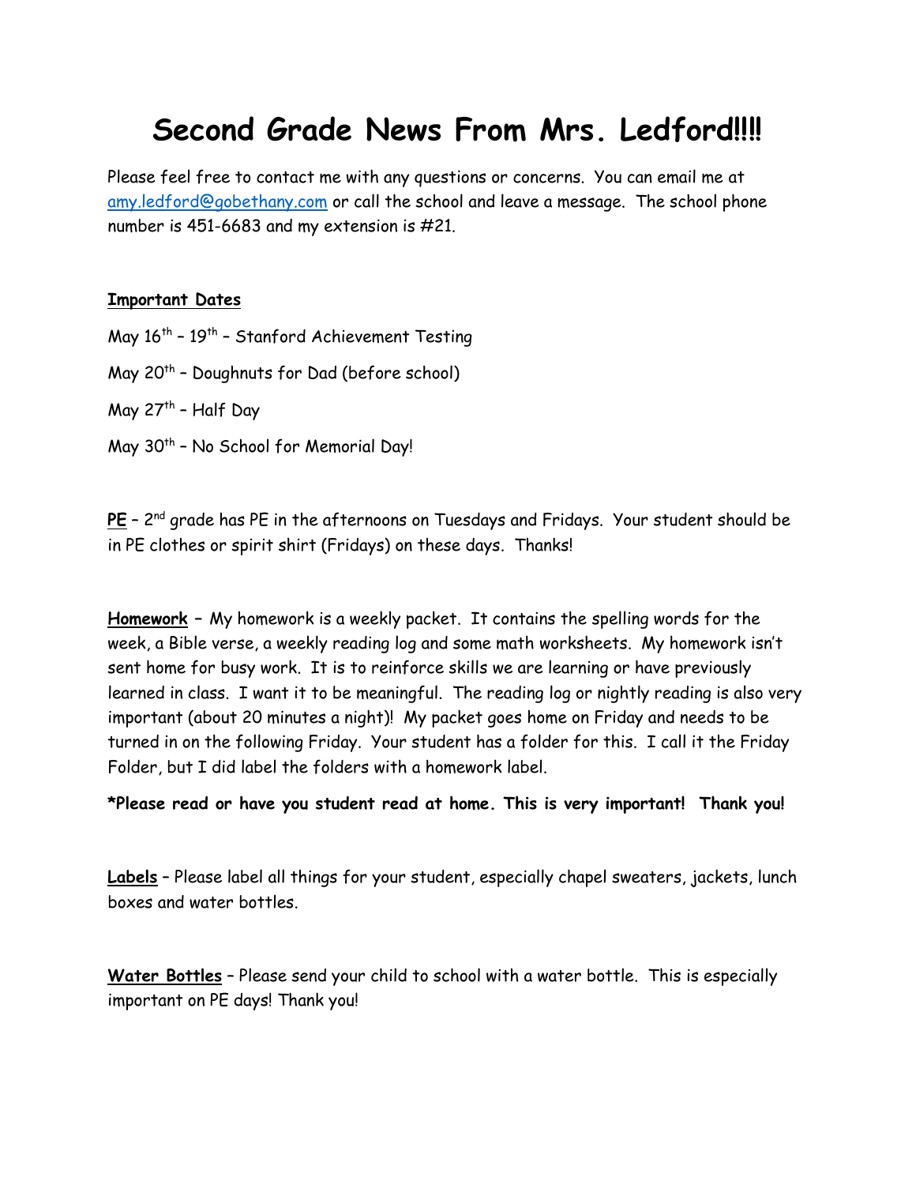# Second Grade News From Mrs. Ledford!!!!

Please feel free to contact me with any questions or concerns. You can email me at amy.ledford@gobethany.com or call the school and leave a message. The school phone number is 451-6683 and my extension is #21.

**Important Dates**

May 16th – 19th – Stanford Achievement Testing

May 20th – Doughnuts for Dad (before school)

May 27th – Half Day

May 30th – No School for Memorial Day!

**PE** – 2nd grade has PE in the afternoons on Tuesdays and Fridays. Your student should be in PE clothes or spirit shirt (Fridays) on these days. Thanks!

**Homework** – My homework is a weekly packet. It contains the spelling words for the week, a Bible verse, a weekly reading log and some math worksheets. My homework isn't sent home for busy work. It is to reinforce skills we are learning or have previously learned in class. I want it to be meaningful. The reading log or nightly reading is also very important (about 20 minutes a night)! My packet goes home on Friday and needs to be turned in on the following Friday. Your student has a folder for this. I call it the Friday Folder, but I did label the folders with a homework label.

**\*Please read or have you student read at home. This is very important! Thank you!**

**Labels** – Please label all things for your student, especially chapel sweaters, jackets, lunch boxes and water bottles.

**Water Bottles** – Please send your child to school with a water bottle. This is especially important on PE days! Thank you!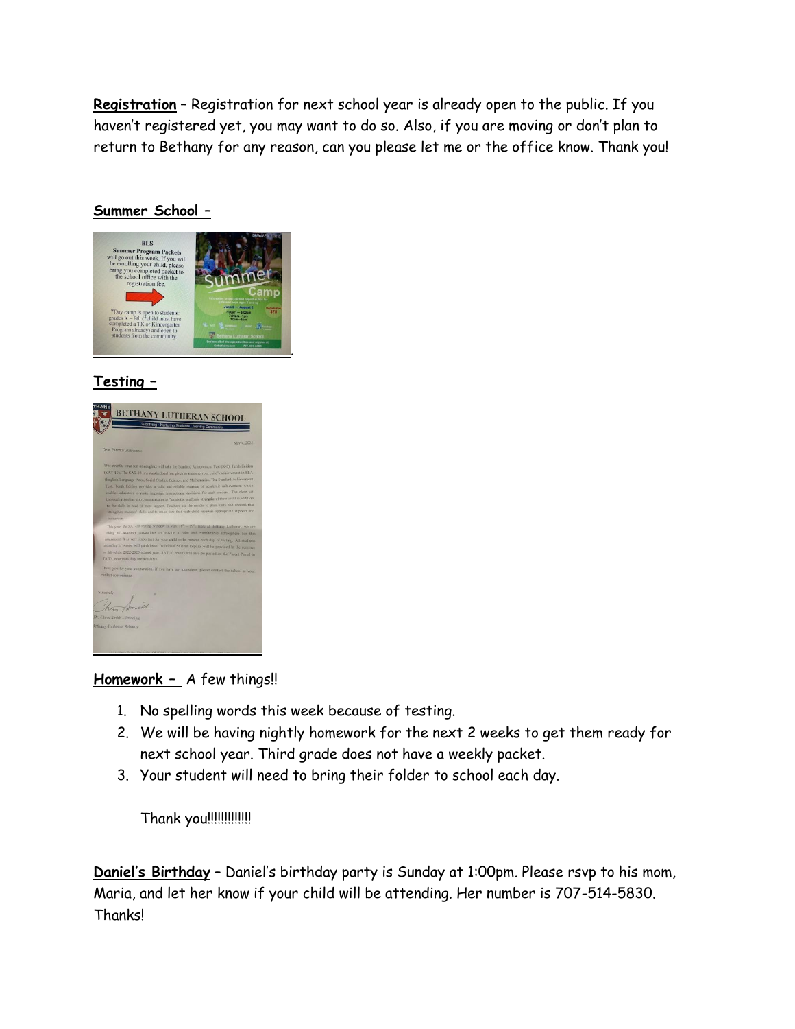**Registration** – Registration for next school year is already open to the public. If you haven't registered yet, you may want to do so. Also, if you are moving or don't plan to return to Bethany for any reason, can you please let me or the office know. Thank you!

**Summer School –**

**Testing –**

**Homework –** A few things!!

1. No spelling words this week because of testing.
2. We will be having nightly homework for the next 2 weeks to get them ready for next school year. Third grade does not have a weekly packet.
3. Your student will need to bring their folder to school each day.

Thank you!!!!!!!!!!!!!

**Daniel's Birthday** – Daniel's birthday party is Sunday at 1:00pm. Please rsvp to his mom, Maria, and let her know if your child will be attending. Her number is 707-514-5830. Thanks!